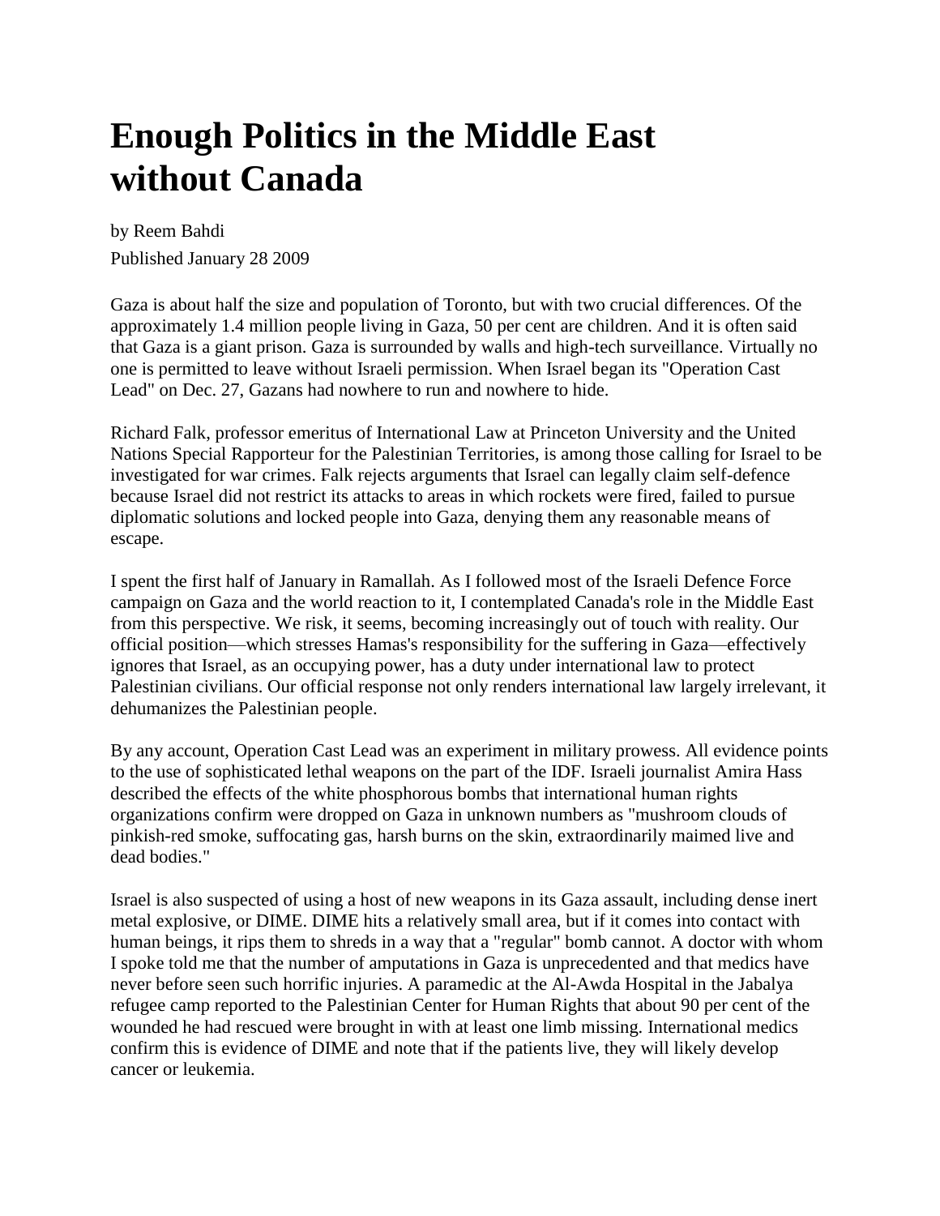# Enough Politics in the Middle East without Canada

by Reem Bahdi

Published January 28 2009

Gaza is about half the size and population of Toronto, but with two crucial differences. Of the approximately 1.4 million people living in Gaza, 50 per cent are children. And it is often said that Gaza is a giant prison. Gaza is surrounded by walls and high-tech surveillance. Virtually no one is permitted to leave without Israeli permission. When Israel began its "Operation Cast Lead" on Dec. 27, Gazans had nowhere to run and nowhere to hide.

Richard Falk, professor emeritus of International Law at Princeton University and the United Nations Special Rapporteur for the Palestinian Territories, is among those calling for Israel to be investigated for war crimes. Falk rejects arguments that Israel can legally claim self-defence because Israel did not restrict its attacks to areas in which rockets were fired, failed to pursue diplomatic solutions and locked people into Gaza, denying them any reasonable means of escape.

I spent the first half of January in Ramallah. As I followed most of the Israeli Defence Force campaign on Gaza and the world reaction to it, I contemplated Canada's role in the Middle East from this perspective. We risk, it seems, becoming increasingly out of touch with reality. Our official position—which stresses Hamas's responsibility for the suffering in Gaza—effectively ignores that Israel, as an occupying power, has a duty under international law to protect Palestinian civilians. Our official response not only renders international law largely irrelevant, it dehumanizes the Palestinian people.

By any account, Operation Cast Lead was an experiment in military prowess. All evidence points to the use of sophisticated lethal weapons on the part of the IDF. Israeli journalist Amira Hass described the effects of the white phosphorous bombs that international human rights organizations confirm were dropped on Gaza in unknown numbers as "mushroom clouds of pinkish-red smoke, suffocating gas, harsh burns on the skin, extraordinarily maimed live and dead bodies."

Israel is also suspected of using a host of new weapons in its Gaza assault, including dense inert metal explosive, or DIME. DIME hits a relatively small area, but if it comes into contact with human beings, it rips them to shreds in a way that a "regular" bomb cannot. A doctor with whom I spoke told me that the number of amputations in Gaza is unprecedented and that medics have never before seen such horrific injuries. A paramedic at the Al-Awda Hospital in the Jabalya refugee camp reported to the Palestinian Center for Human Rights that about 90 per cent of the wounded he had rescued were brought in with at least one limb missing. International medics confirm this is evidence of DIME and note that if the patients live, they will likely develop cancer or leukemia.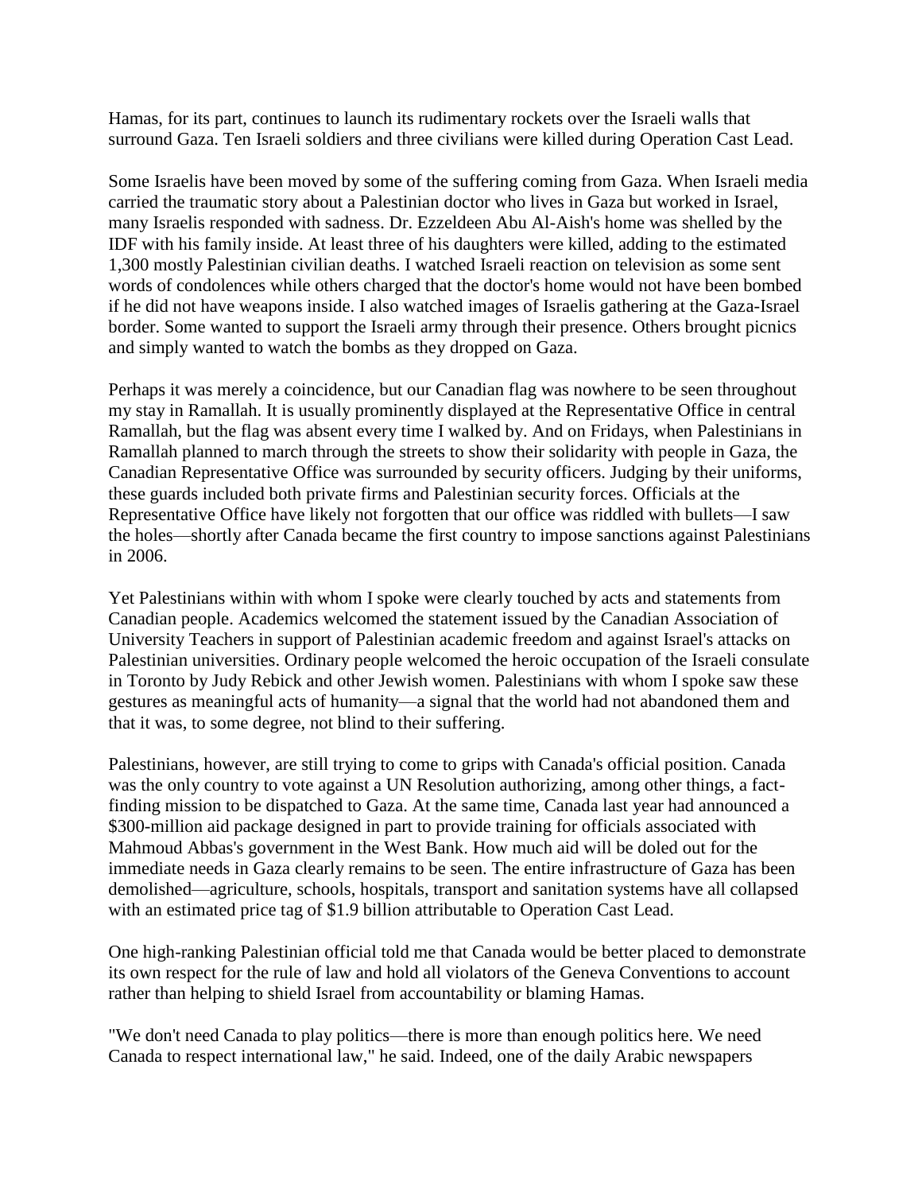Hamas, for its part, continues to launch its rudimentary rockets over the Israeli walls that surround Gaza. Ten Israeli soldiers and three civilians were killed during Operation Cast Lead.

Some Israelis have been moved by some of the suffering coming from Gaza. When Israeli media carried the traumatic story about a Palestinian doctor who lives in Gaza but worked in Israel, many Israelis responded with sadness. Dr. Ezzeldeen Abu Al-Aish's home was shelled by the IDF with his family inside. At least three of his daughters were killed, adding to the estimated 1,300 mostly Palestinian civilian deaths. I watched Israeli reaction on television as some sent words of condolences while others charged that the doctor's home would not have been bombed if he did not have weapons inside. I also watched images of Israelis gathering at the Gaza-Israel border. Some wanted to support the Israeli army through their presence. Others brought picnics and simply wanted to watch the bombs as they dropped on Gaza.

Perhaps it was merely a coincidence, but our Canadian flag was nowhere to be seen throughout my stay in Ramallah. It is usually prominently displayed at the Representative Office in central Ramallah, but the flag was absent every time I walked by. And on Fridays, when Palestinians in Ramallah planned to march through the streets to show their solidarity with people in Gaza, the Canadian Representative Office was surrounded by security officers. Judging by their uniforms, these guards included both private firms and Palestinian security forces. Officials at the Representative Office have likely not forgotten that our office was riddled with bullets—I saw the holes—shortly after Canada became the first country to impose sanctions against Palestinians in 2006.

Yet Palestinians within with whom I spoke were clearly touched by acts and statements from Canadian people. Academics welcomed the statement issued by the Canadian Association of University Teachers in support of Palestinian academic freedom and against Israel's attacks on Palestinian universities. Ordinary people welcomed the heroic occupation of the Israeli consulate in Toronto by Judy Rebick and other Jewish women. Palestinians with whom I spoke saw these gestures as meaningful acts of humanity—a signal that the world had not abandoned them and that it was, to some degree, not blind to their suffering.

Palestinians, however, are still trying to come to grips with Canada's official position. Canada was the only country to vote against a UN Resolution authorizing, among other things, a fact-finding mission to be dispatched to Gaza. At the same time, Canada last year had announced a $300-million aid package designed in part to provide training for officials associated with Mahmoud Abbas's government in the West Bank. How much aid will be doled out for the immediate needs in Gaza clearly remains to be seen. The entire infrastructure of Gaza has been demolished—agriculture, schools, hospitals, transport and sanitation systems have all collapsed with an estimated price tag of $1.9 billion attributable to Operation Cast Lead.

One high-ranking Palestinian official told me that Canada would be better placed to demonstrate its own respect for the rule of law and hold all violators of the Geneva Conventions to account rather than helping to shield Israel from accountability or blaming Hamas.

"We don't need Canada to play politics—there is more than enough politics here. We need Canada to respect international law," he said. Indeed, one of the daily Arabic newspapers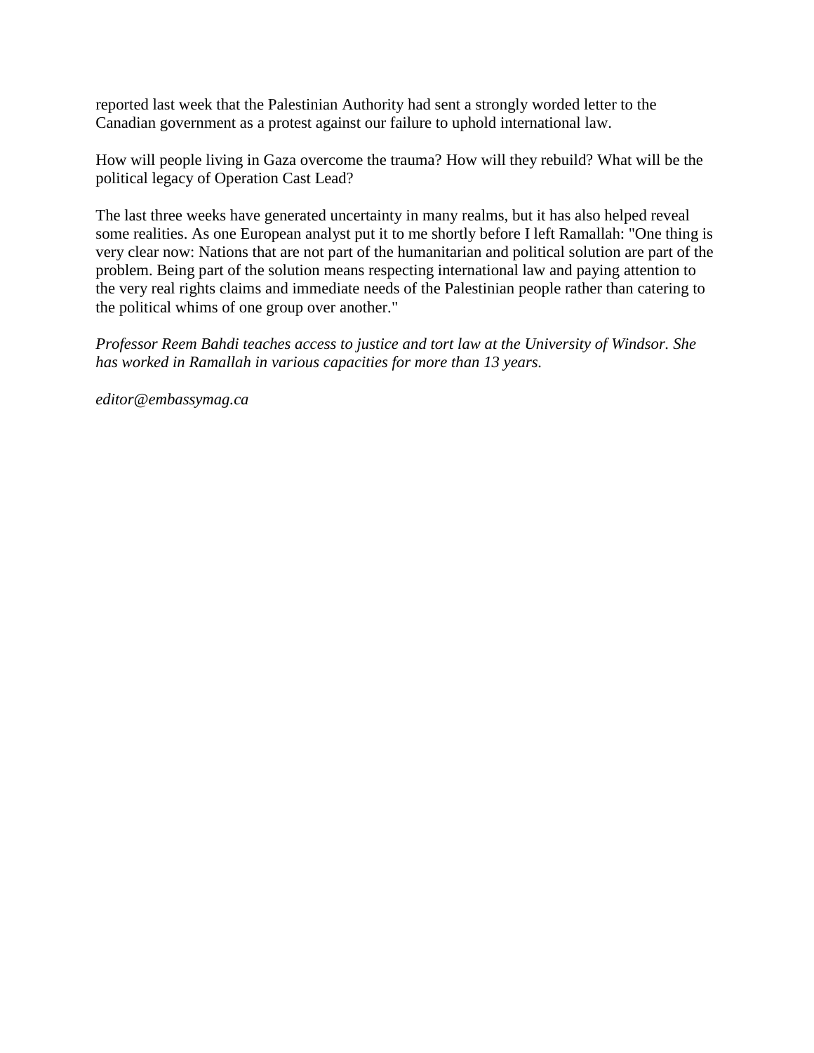reported last week that the Palestinian Authority had sent a strongly worded letter to the Canadian government as a protest against our failure to uphold international law.

How will people living in Gaza overcome the trauma? How will they rebuild? What will be the political legacy of Operation Cast Lead?

The last three weeks have generated uncertainty in many realms, but it has also helped reveal some realities. As one European analyst put it to me shortly before I left Ramallah: "One thing is very clear now: Nations that are not part of the humanitarian and political solution are part of the problem. Being part of the solution means respecting international law and paying attention to the very real rights claims and immediate needs of the Palestinian people rather than catering to the political whims of one group over another."

*Professor Reem Bahdi teaches access to justice and tort law at the University of Windsor. She has worked in Ramallah in various capacities for more than 13 years.*

*editor@embassymag.ca*